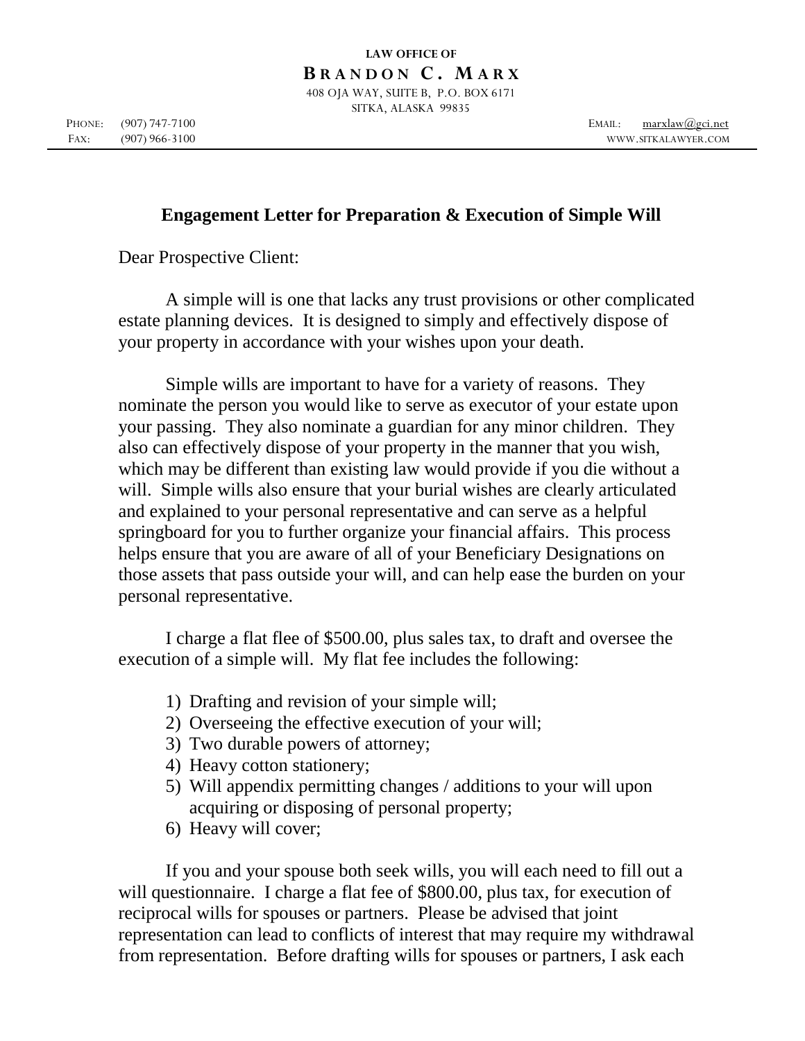LAW OFFICE OF

**BRANDON C. MARX**

408 OJA WAY, SUITE B, P.O. BOX 6171
SITKA, ALASKA 99835

PHONE: (907) 747-7100
FAX: (907) 966-3100

EMAIL: marxlaw@gci.net
WWW.SITKALAWYER.COM

---

## Engagement Letter for Preparation & Execution of Simple Will

Dear Prospective Client:

A simple will is one that lacks any trust provisions or other complicated estate planning devices. It is designed to simply and effectively dispose of your property in accordance with your wishes upon your death.

Simple wills are important to have for a variety of reasons. They nominate the person you would like to serve as executor of your estate upon your passing. They also nominate a guardian for any minor children. They also can effectively dispose of your property in the manner that you wish, which may be different than existing law would provide if you die without a will. Simple wills also ensure that your burial wishes are clearly articulated and explained to your personal representative and can serve as a helpful springboard for you to further organize your financial affairs. This process helps ensure that you are aware of all of your Beneficiary Designations on those assets that pass outside your will, and can help ease the burden on your personal representative.

I charge a flat flee of $500.00, plus sales tax, to draft and oversee the execution of a simple will. My flat fee includes the following:

1) Drafting and revision of your simple will;
2) Overseeing the effective execution of your will;
3) Two durable powers of attorney;
4) Heavy cotton stationery;
5) Will appendix permitting changes / additions to your will upon acquiring or disposing of personal property;
6) Heavy will cover;

If you and your spouse both seek wills, you will each need to fill out a will questionnaire. I charge a flat fee of $800.00, plus tax, for execution of reciprocal wills for spouses or partners. Please be advised that joint representation can lead to conflicts of interest that may require my withdrawal from representation. Before drafting wills for spouses or partners, I ask each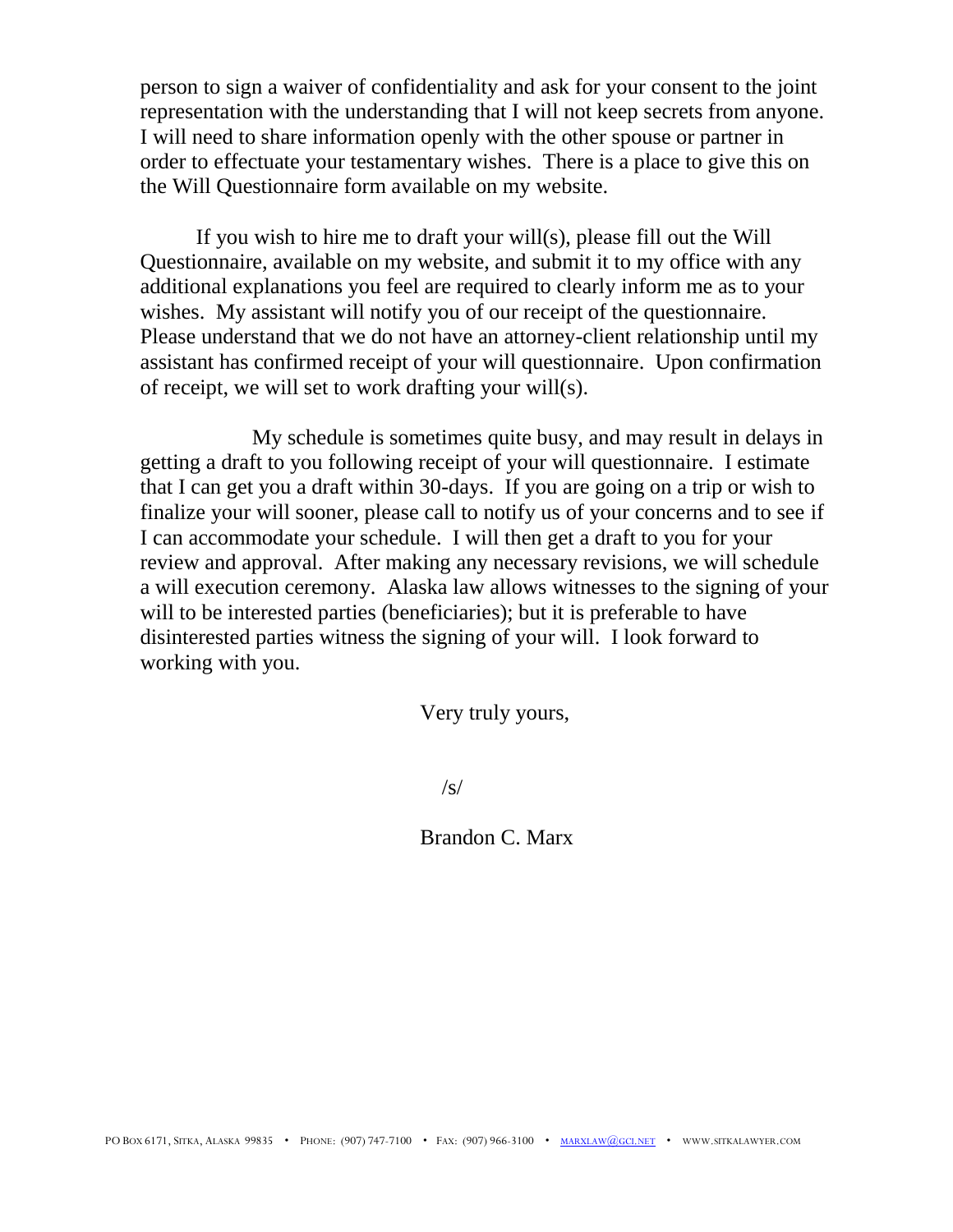person to sign a waiver of confidentiality and ask for your consent to the joint representation with the understanding that I will not keep secrets from anyone. I will need to share information openly with the other spouse or partner in order to effectuate your testamentary wishes. There is a place to give this on the Will Questionnaire form available on my website.

If you wish to hire me to draft your will(s), please fill out the Will Questionnaire, available on my website, and submit it to my office with any additional explanations you feel are required to clearly inform me as to your wishes. My assistant will notify you of our receipt of the questionnaire. Please understand that we do not have an attorney-client relationship until my assistant has confirmed receipt of your will questionnaire. Upon confirmation of receipt, we will set to work drafting your will(s).

My schedule is sometimes quite busy, and may result in delays in getting a draft to you following receipt of your will questionnaire. I estimate that I can get you a draft within 30-days. If you are going on a trip or wish to finalize your will sooner, please call to notify us of your concerns and to see if I can accommodate your schedule. I will then get a draft to you for your review and approval. After making any necessary revisions, we will schedule a will execution ceremony. Alaska law allows witnesses to the signing of your will to be interested parties (beneficiaries); but it is preferable to have disinterested parties witness the signing of your will. I look forward to working with you.

Very truly yours,

/s/

Brandon C. Marx

PO Box 6171, Sitka, Alaska 99835 • Phone: (907) 747-7100 • Fax: (907) 966-3100 • marxlaw@gci.net • www.sitkalawyer.com